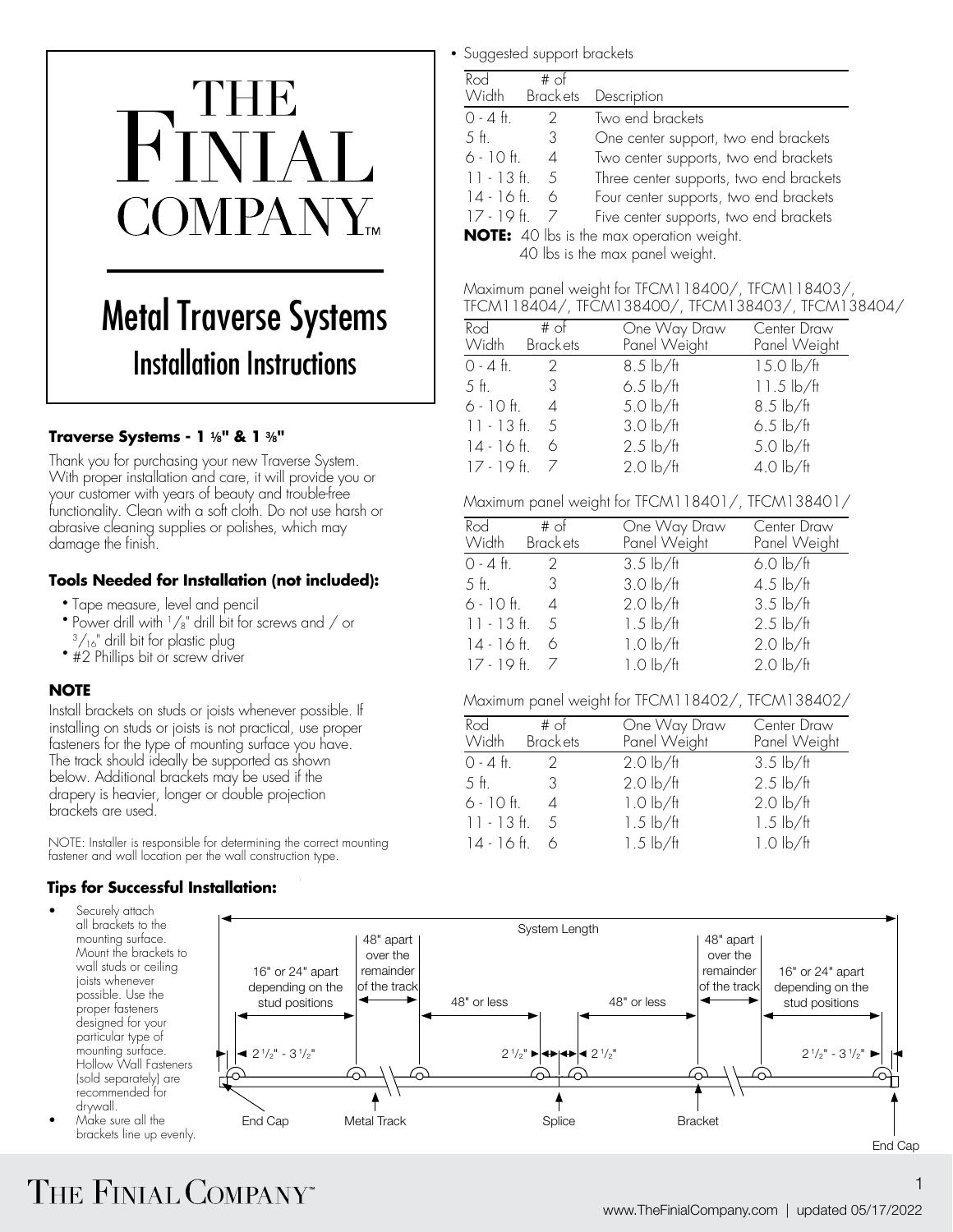# THE FINIAL COMPANY™

## Metal Traverse Systems
### Installation Instructions

**Traverse Systems - 1 ⅛" & 1 ⅜"**

Thank you for purchasing your new Traverse System. With proper installation and care, it will provide you or your customer with years of beauty and trouble-free functionality. Clean with a soft cloth. Do not use harsh or abrasive cleaning supplies or polishes, which may damage the finish.

**Tools Needed for Installation (not included):**

- Tape measure, level and pencil
- Power drill with 1/8" drill bit for screws and / or 3/16" drill bit for plastic plug
- #2 Phillips bit or screw driver

**NOTE**

Install brackets on studs or joists whenever possible. If installing on studs or joists is not practical, use proper fasteners for the type of mounting surface you have. The track should ideally be supported as shown below. Additional brackets may be used if the drapery is heavier, longer or double projection brackets are used.

NOTE: Installer is responsible for determining the correct mounting fastener and wall location per the wall construction type.

- Suggested support brackets

| Rod Width | # of Brackets | Description |
|---|---|---|
| 0 - 4 ft. | 2 | Two end brackets |
| 5 ft. | 3 | One center support, two end brackets |
| 6 - 10 ft. | 4 | Two center supports, two end brackets |
| 11 - 13 ft. | 5 | Three center supports, two end brackets |
| 14 - 16 ft. | 6 | Four center supports, two end brackets |
| 17 - 19 ft. | 7 | Five center supports, two end brackets |

**NOTE:** 40 lbs is the max operation weight.
40 lbs is the max panel weight.

Maximum panel weight for TFCM118400/, TFCM118403/, TFCM118404/, TFCM138400/, TFCM138403/, TFCM138404/

| Rod Width | # of Brackets | One Way Draw Panel Weight | Center Draw Panel Weight |
|---|---|---|---|
| 0 - 4 ft. | 2 | 8.5 lb/ft | 15.0 lb/ft |
| 5 ft. | 3 | 6.5 lb/ft | 11.5 lb/ft |
| 6 - 10 ft. | 4 | 5.0 lb/ft | 8.5 lb/ft |
| 11 - 13 ft. | 5 | 3.0 lb/ft | 6.5 lb/ft |
| 14 - 16 ft. | 6 | 2.5 lb/ft | 5.0 lb/ft |
| 17 - 19 ft. | 7 | 2.0 lb/ft | 4.0 lb/ft |

Maximum panel weight for TFCM118401/, TFCM138401/

| Rod Width | # of Brackets | One Way Draw Panel Weight | Center Draw Panel Weight |
|---|---|---|---|
| 0 - 4 ft. | 2 | 3.5 lb/ft | 6.0 lb/ft |
| 5 ft. | 3 | 3.0 lb/ft | 4.5 lb/ft |
| 6 - 10 ft. | 4 | 2.0 lb/ft | 3.5 lb/ft |
| 11 - 13 ft. | 5 | 1.5 lb/ft | 2.5 lb/ft |
| 14 - 16 ft. | 6 | 1.0 lb/ft | 2.0 lb/ft |
| 17 - 19 ft. | 7 | 1.0 lb/ft | 2.0 lb/ft |

Maximum panel weight for TFCM118402/, TFCM138402/

| Rod Width | # of Brackets | One Way Draw Panel Weight | Center Draw Panel Weight |
|---|---|---|---|
| 0 - 4 ft. | 2 | 2.0 lb/ft | 3.5 lb/ft |
| 5 ft. | 3 | 2.0 lb/ft | 2.5 lb/ft |
| 6 - 10 ft. | 4 | 1.0 lb/ft | 2.0 lb/ft |
| 11 - 13 ft. | 5 | 1.5 lb/ft | 1.5 lb/ft |
| 14 - 16 ft. | 6 | 1.5 lb/ft | 1.0 lb/ft |

**Tips for Successful Installation:**

- Securely attach all brackets to the mounting surface. Mount the brackets to wall studs or ceiling joists whenever possible. Use the proper fasteners designed for your particular type of mounting surface. Hollow Wall Fasteners (sold separately) are recommended for drywall.
- Make sure all the brackets line up evenly.

System Length

16" or 24" apart depending on the stud positions | 48" apart over the remainder of the track | 48" or less | 48" or less | 48" apart over the remainder of the track | 16" or 24" apart depending on the stud positions

2 1/2" - 3 1/2" | 2 1/2" | 2 1/2" | 2 1/2" - 3 1/2"

End Cap | Metal Track | Splice | Bracket | End Cap

www.TheFinialCompany.com | updated 05/17/2022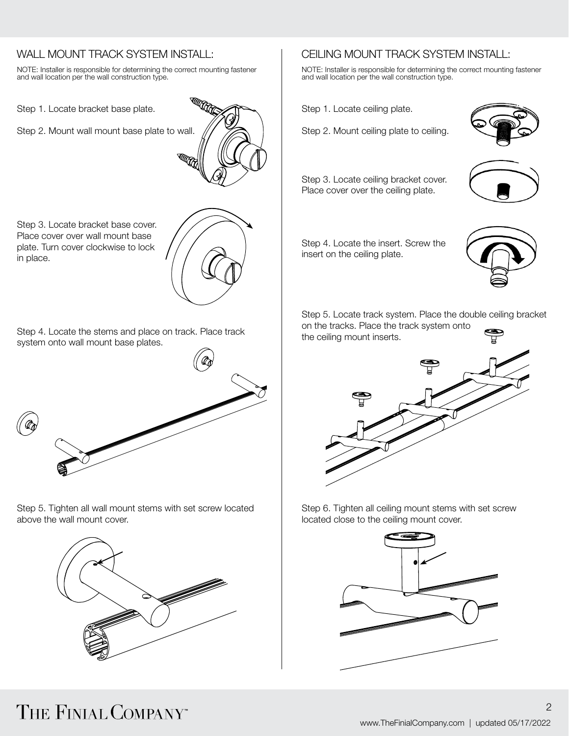## WALL MOUNT TRACK SYSTEM INSTALL:

NOTE: Installer is responsible for determining the correct mounting fastener and wall location per the wall construction type.

Step 1. Locate bracket base plate.

Step 2. Mount wall mount base plate to wall.

Step 3. Locate bracket base cover. Place cover over wall mount base plate. Turn cover clockwise to lock in place.

Step 4. Locate the stems and place on track. Place track system onto wall mount base plates.

Step 5. Tighten all wall mount stems with set screw located above the wall mount cover.

## CEILING MOUNT TRACK SYSTEM INSTALL:

NOTE: Installer is responsible for determining the correct mounting fastener and wall location per the wall construction type.

Step 1. Locate ceiling plate.

Step 2. Mount ceiling plate to ceiling.

Step 3. Locate ceiling bracket cover. Place cover over the ceiling plate.

Step 4. Locate the insert. Screw the insert on the ceiling plate.

Step 5. Locate track system. Place the double ceiling bracket on the tracks. Place the track system onto the ceiling mount inserts.

Step 6. Tighten all ceiling mount stems with set screw located close to the ceiling mount cover.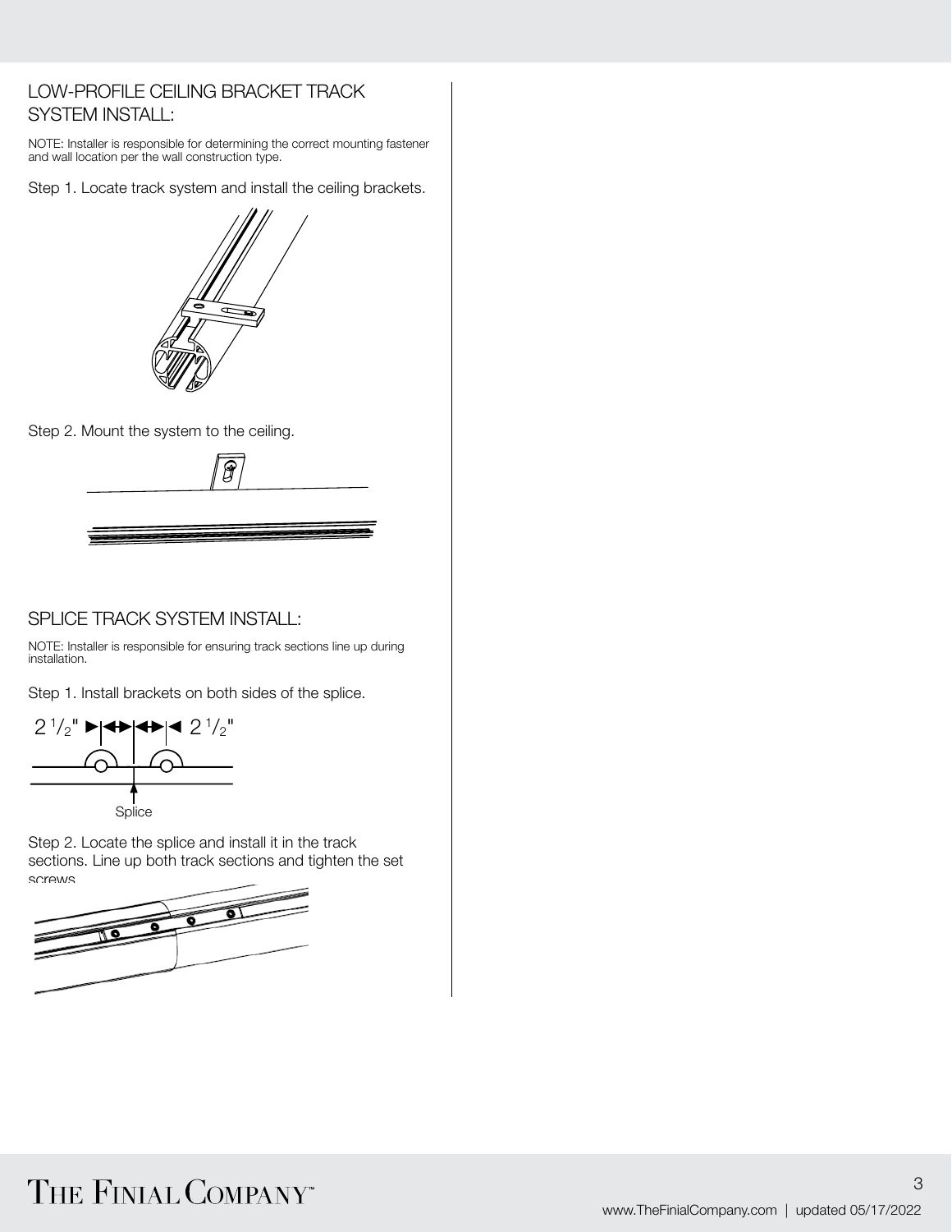## LOW-PROFILE CEILING BRACKET TRACK SYSTEM INSTALL:

NOTE: Installer is responsible for determining the correct mounting fastener and wall location per the wall construction type.

Step 1. Locate track system and install the ceiling brackets.

Step 2. Mount the system to the ceiling.

## SPLICE TRACK SYSTEM INSTALL:

NOTE: Installer is responsible for ensuring track sections line up during installation.

Step 1. Install brackets on both sides of the splice.

2 1/2" 2 1/2"

Splice

Step 2. Locate the splice and install it in the track sections. Line up both track sections and tighten the set screws.